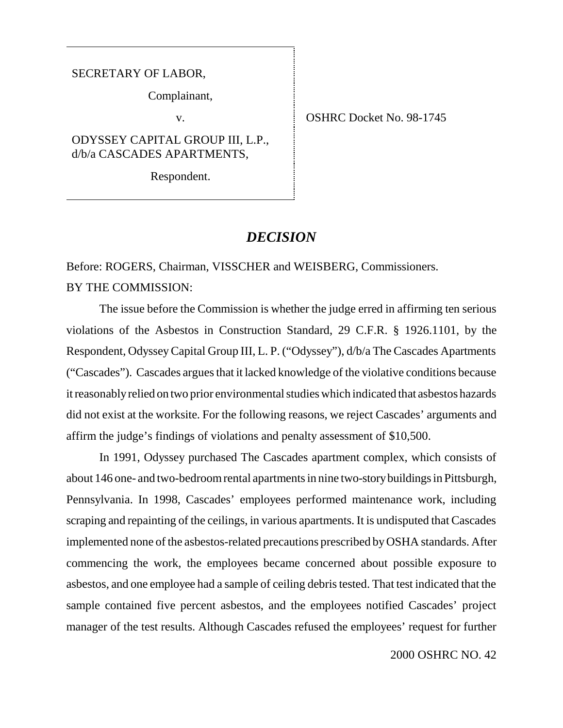SECRETARY OF LABOR,

Complainant,

v.

ODYSSEY CAPITAL GROUP III, L.P., d/b/a CASCADES APARTMENTS,

Respondent.

OSHRC Docket No. 98-1745

## *DECISION*

Before: ROGERS, Chairman, VISSCHER and WEISBERG, Commissioners.

BY THE COMMISSION:

The issue before the Commission is whether the judge erred in affirming ten serious violations of the Asbestos in Construction Standard, 29 C.F.R. § 1926.1101, by the Respondent, Odyssey Capital Group III, L. P. ("Odyssey"), d/b/a The Cascades Apartments ("Cascades"). Cascades argues that it lacked knowledge of the violative conditions because it reasonably relied on two prior environmental studies which indicated that asbestos hazards did not exist at the worksite. For the following reasons, we reject Cascades' arguments and affirm the judge's findings of violations and penalty assessment of $10,500.

In 1991, Odyssey purchased The Cascades apartment complex, which consists of about 146 one- and two-bedroom rental apartments in nine two-story buildings in Pittsburgh, Pennsylvania. In 1998, Cascades' employees performed maintenance work, including scraping and repainting of the ceilings, in various apartments. It is undisputed that Cascades implemented none of the asbestos-related precautions prescribed by OSHA standards. After commencing the work, the employees became concerned about possible exposure to asbestos, and one employee had a sample of ceiling debris tested. That test indicated that the sample contained five percent asbestos, and the employees notified Cascades' project manager of the test results. Although Cascades refused the employees' request for further

2000 OSHRC NO. 42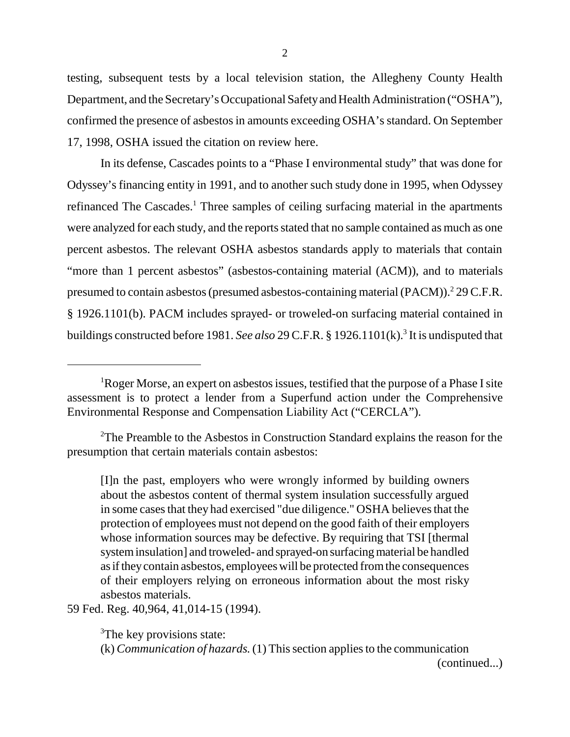testing, subsequent tests by a local television station, the Allegheny County Health Department, and the Secretary's Occupational Safety and Health Administration ("OSHA"), confirmed the presence of asbestos in amounts exceeding OSHA's standard. On September 17, 1998, OSHA issued the citation on review here.

In its defense, Cascades points to a "Phase I environmental study" that was done for Odyssey's financing entity in 1991, and to another such study done in 1995, when Odyssey refinanced The Cascades.[1] Three samples of ceiling surfacing material in the apartments were analyzed for each study, and the reports stated that no sample contained as much as one percent asbestos. The relevant OSHA asbestos standards apply to materials that contain "more than 1 percent asbestos" (asbestos-containing material (ACM)), and to materials presumed to contain asbestos (presumed asbestos-containing material (PACM)).[2] 29 C.F.R. § 1926.1101(b). PACM includes sprayed- or troweled-on surfacing material contained in buildings constructed before 1981. *See also* 29 C.F.R. § 1926.1101(k).[3] It is undisputed that

---

[1] Roger Morse, an expert on asbestos issues, testified that the purpose of a Phase I site assessment is to protect a lender from a Superfund action under the Comprehensive Environmental Response and Compensation Liability Act ("CERCLA").

[2] The Preamble to the Asbestos in Construction Standard explains the reason for the presumption that certain materials contain asbestos:

> [I]n the past, employers who were wrongly informed by building owners about the asbestos content of thermal system insulation successfully argued in some cases that they had exercised "due diligence." OSHA believes that the protection of employees must not depend on the good faith of their employers whose information sources may be defective. By requiring that TSI [thermal system insulation] and troweled- and sprayed-on surfacing material be handled as if they contain asbestos, employees will be protected from the consequences of their employers relying on erroneous information about the most risky asbestos materials.

59 Fed. Reg. 40,964, 41,014-15 (1994).

[3] The key provisions state:

(k) *Communication of hazards.* (1) This section applies to the communication

(continued...)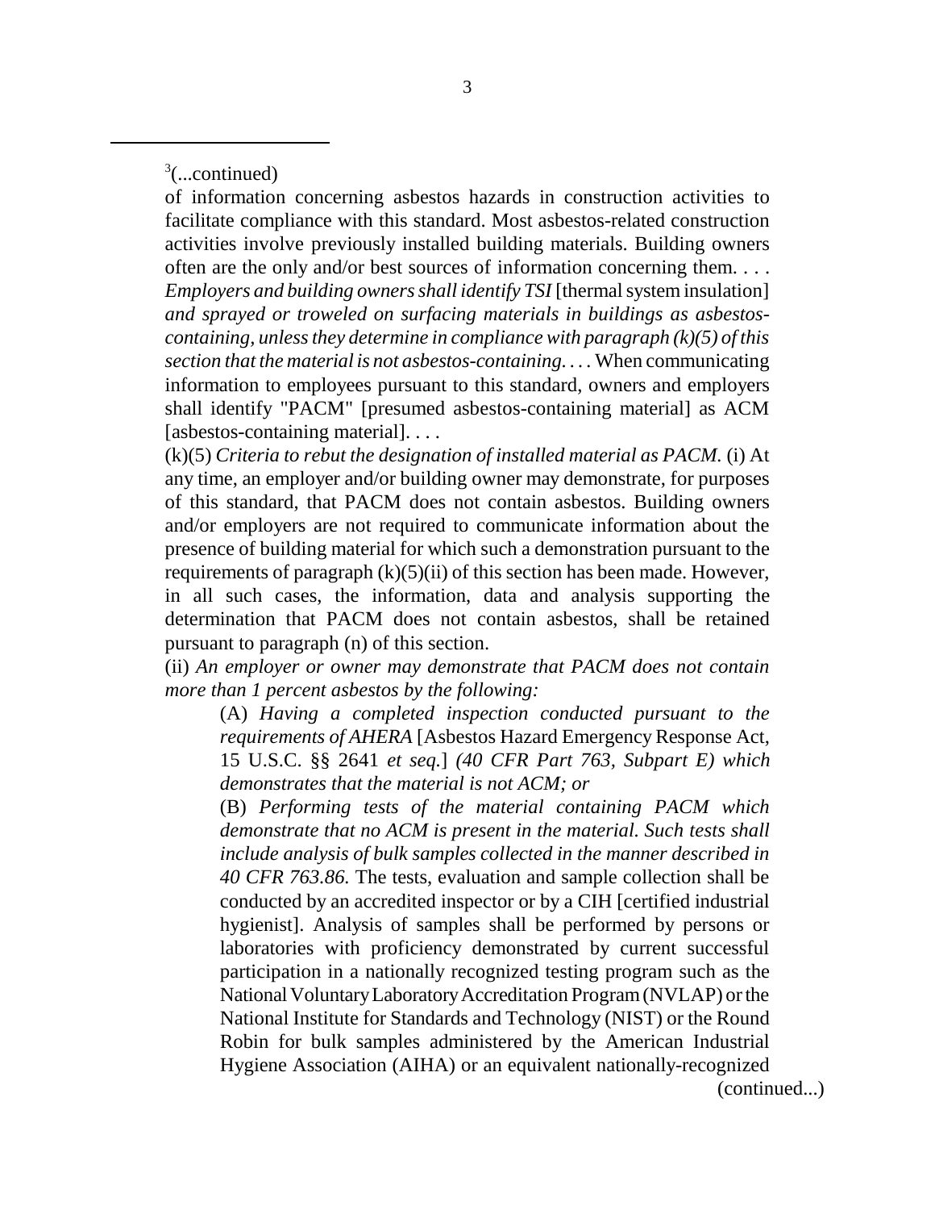[3](...continued)

of information concerning asbestos hazards in construction activities to facilitate compliance with this standard. Most asbestos-related construction activities involve previously installed building materials. Building owners often are the only and/or best sources of information concerning them. . . . *Employers and building owners shall identify TSI* [thermal system insulation] *and sprayed or troweled on surfacing materials in buildings as asbestos-containing, unless they determine in compliance with paragraph (k)(5) of this section that the material is not asbestos-containing. . . .* When communicating information to employees pursuant to this standard, owners and employers shall identify "PACM" [presumed asbestos-containing material] as ACM [asbestos-containing material]. . . .

(k)(5) *Criteria to rebut the designation of installed material as PACM.* (i) At any time, an employer and/or building owner may demonstrate, for purposes of this standard, that PACM does not contain asbestos. Building owners and/or employers are not required to communicate information about the presence of building material for which such a demonstration pursuant to the requirements of paragraph (k)(5)(ii) of this section has been made. However, in all such cases, the information, data and analysis supporting the determination that PACM does not contain asbestos, shall be retained pursuant to paragraph (n) of this section.

(ii) *An employer or owner may demonstrate that PACM does not contain more than 1 percent asbestos by the following:*

> (A) *Having a completed inspection conducted pursuant to the requirements of AHERA* [Asbestos Hazard Emergency Response Act, 15 U.S.C. §§ 2641 *et seq.*] *(40 CFR Part 763, Subpart E) which demonstrates that the material is not ACM; or*
>
> (B) *Performing tests of the material containing PACM which demonstrate that no ACM is present in the material. Such tests shall include analysis of bulk samples collected in the manner described in 40 CFR 763.86.* The tests, evaluation and sample collection shall be conducted by an accredited inspector or by a CIH [certified industrial hygienist]. Analysis of samples shall be performed by persons or laboratories with proficiency demonstrated by current successful participation in a nationally recognized testing program such as the National Voluntary Laboratory Accreditation Program (NVLAP) or the National Institute for Standards and Technology (NIST) or the Round Robin for bulk samples administered by the American Industrial Hygiene Association (AIHA) or an equivalent nationally-recognized

(continued...)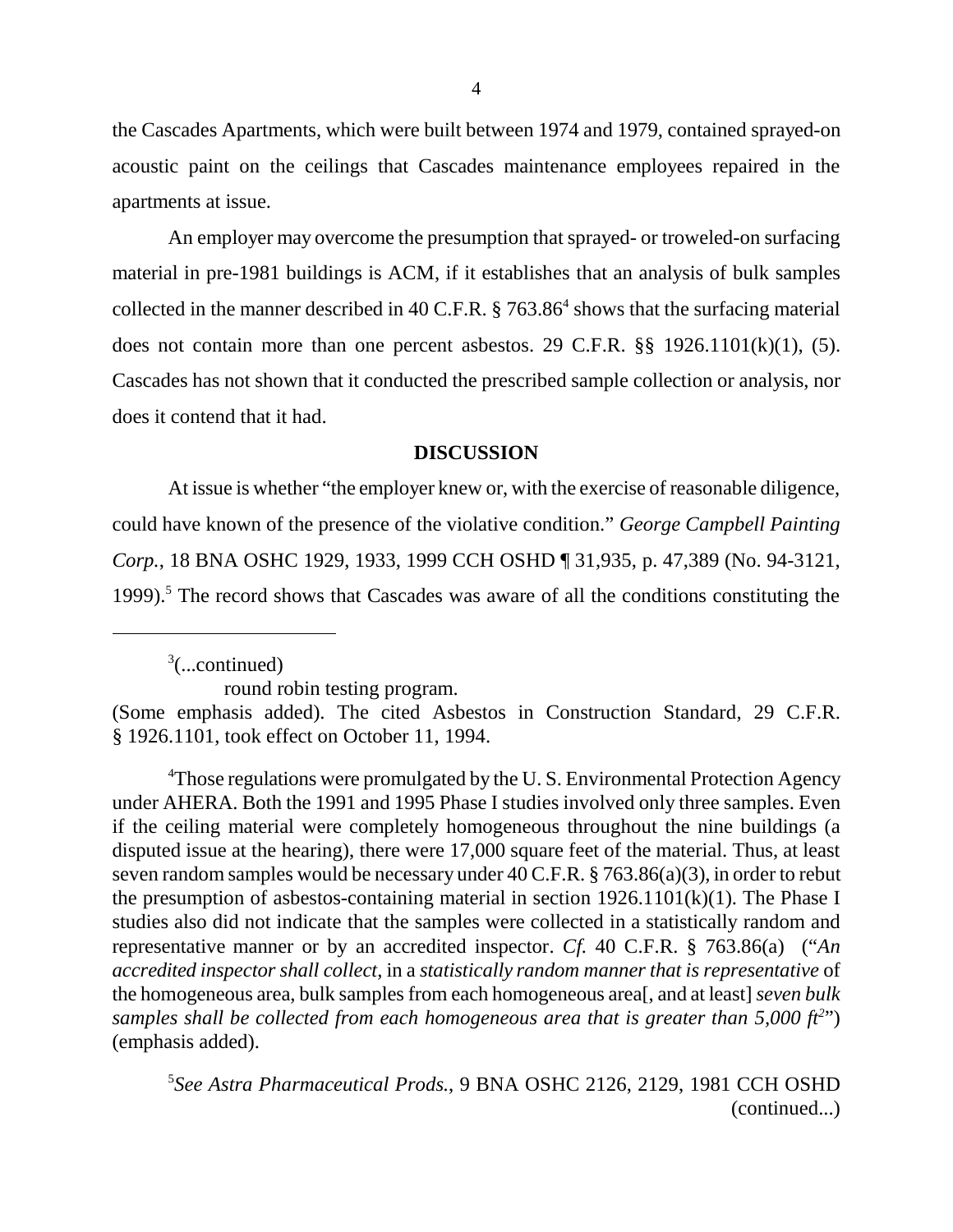the Cascades Apartments, which were built between 1974 and 1979, contained sprayed-on acoustic paint on the ceilings that Cascades maintenance employees repaired in the apartments at issue.

An employer may overcome the presumption that sprayed- or troweled-on surfacing material in pre-1981 buildings is ACM, if it establishes that an analysis of bulk samples collected in the manner described in 40 C.F.R. § 763.86[4] shows that the surfacing material does not contain more than one percent asbestos. 29 C.F.R. §§ 1926.1101(k)(1), (5). Cascades has not shown that it conducted the prescribed sample collection or analysis, nor does it contend that it had.

## DISCUSSION

At issue is whether "the employer knew or, with the exercise of reasonable diligence, could have known of the presence of the violative condition." *George Campbell Painting Corp.*, 18 BNA OSHC 1929, 1933, 1999 CCH OSHD ¶ 31,935, p. 47,389 (No. 94-3121, 1999).[5] The record shows that Cascades was aware of all the conditions constituting the

---

[3](...continued)

round robin testing program.

(Some emphasis added). The cited Asbestos in Construction Standard, 29 C.F.R. § 1926.1101, took effect on October 11, 1994.

[4]Those regulations were promulgated by the U. S. Environmental Protection Agency under AHERA. Both the 1991 and 1995 Phase I studies involved only three samples. Even if the ceiling material were completely homogeneous throughout the nine buildings (a disputed issue at the hearing), there were 17,000 square feet of the material. Thus, at least seven random samples would be necessary under 40 C.F.R. § 763.86(a)(3), in order to rebut the presumption of asbestos-containing material in section 1926.1101(k)(1). The Phase I studies also did not indicate that the samples were collected in a statistically random and representative manner or by an accredited inspector. *Cf.* 40 C.F.R. § 763.86(a) ("*An accredited inspector shall collect*, in a *statistically random manner that is representative* of the homogeneous area, bulk samples from each homogeneous area[, and at least] *seven bulk samples shall be collected from each homogeneous area that is greater than 5,000 ft$^2$*") (emphasis added).

[5]*See Astra Pharmaceutical Prods.*, 9 BNA OSHC 2126, 2129, 1981 CCH OSHD (continued...)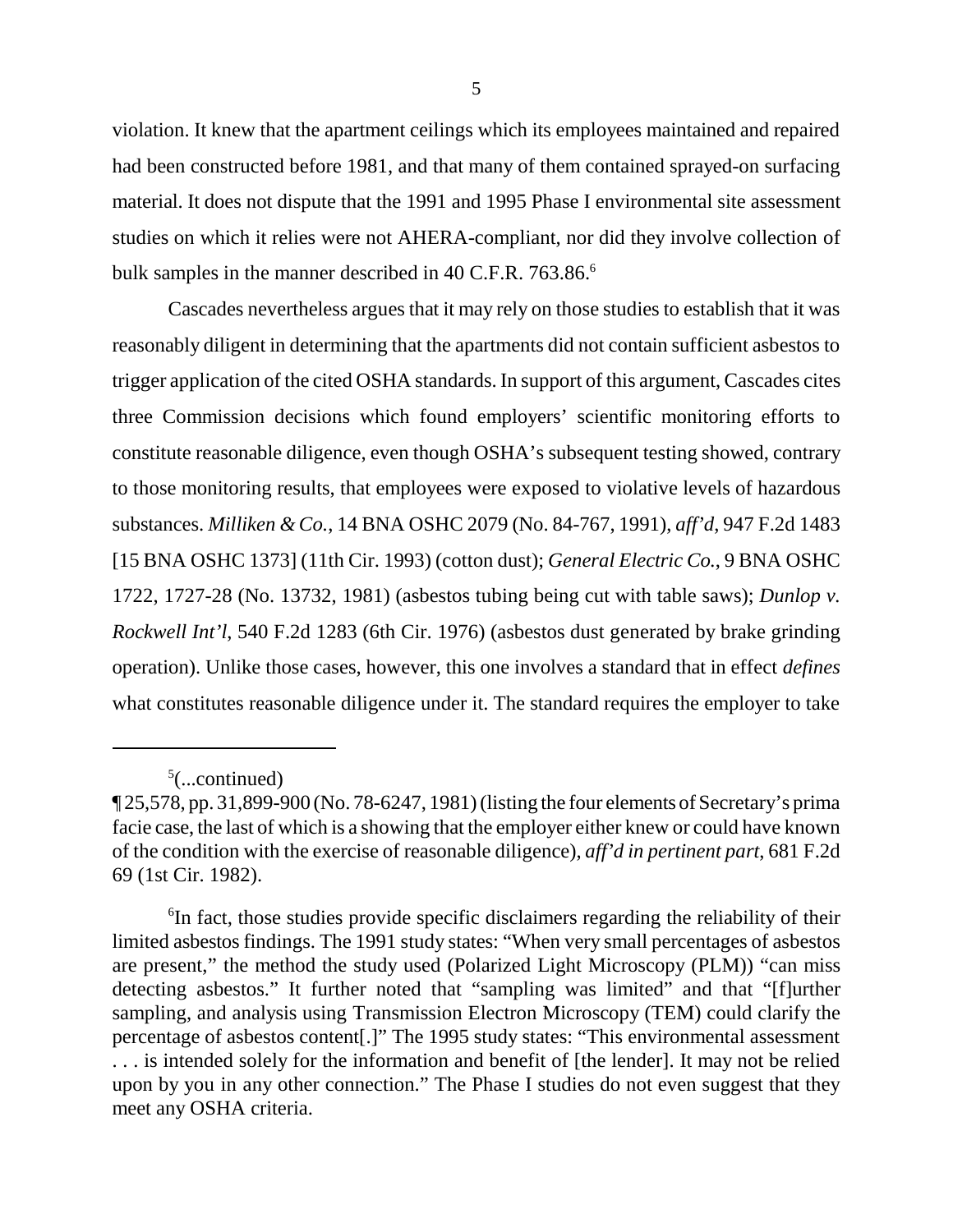violation. It knew that the apartment ceilings which its employees maintained and repaired had been constructed before 1981, and that many of them contained sprayed-on surfacing material. It does not dispute that the 1991 and 1995 Phase I environmental site assessment studies on which it relies were not AHERA-compliant, nor did they involve collection of bulk samples in the manner described in 40 C.F.R. 763.86.[6]

Cascades nevertheless argues that it may rely on those studies to establish that it was reasonably diligent in determining that the apartments did not contain sufficient asbestos to trigger application of the cited OSHA standards. In support of this argument, Cascades cites three Commission decisions which found employers' scientific monitoring efforts to constitute reasonable diligence, even though OSHA's subsequent testing showed, contrary to those monitoring results, that employees were exposed to violative levels of hazardous substances. *Milliken & Co.*, 14 BNA OSHC 2079 (No. 84-767, 1991), *aff'd*, 947 F.2d 1483 [15 BNA OSHC 1373] (11th Cir. 1993) (cotton dust); *General Electric Co.*, 9 BNA OSHC 1722, 1727-28 (No. 13732, 1981) (asbestos tubing being cut with table saws); *Dunlop v. Rockwell Int'l*, 540 F.2d 1283 (6th Cir. 1976) (asbestos dust generated by brake grinding operation). Unlike those cases, however, this one involves a standard that in effect *defines* what constitutes reasonable diligence under it. The standard requires the employer to take

---

[5](...continued)
¶ 25,578, pp. 31,899-900 (No. 78-6247, 1981) (listing the four elements of Secretary's prima facie case, the last of which is a showing that the employer either knew or could have known of the condition with the exercise of reasonable diligence), *aff'd in pertinent part*, 681 F.2d 69 (1st Cir. 1982).

[6]In fact, those studies provide specific disclaimers regarding the reliability of their limited asbestos findings. The 1991 study states: "When very small percentages of asbestos are present," the method the study used (Polarized Light Microscopy (PLM)) "can miss detecting asbestos." It further noted that "sampling was limited" and that "[f]urther sampling, and analysis using Transmission Electron Microscopy (TEM) could clarify the percentage of asbestos content[.]" The 1995 study states: "This environmental assessment . . . is intended solely for the information and benefit of [the lender]. It may not be relied upon by you in any other connection." The Phase I studies do not even suggest that they meet any OSHA criteria.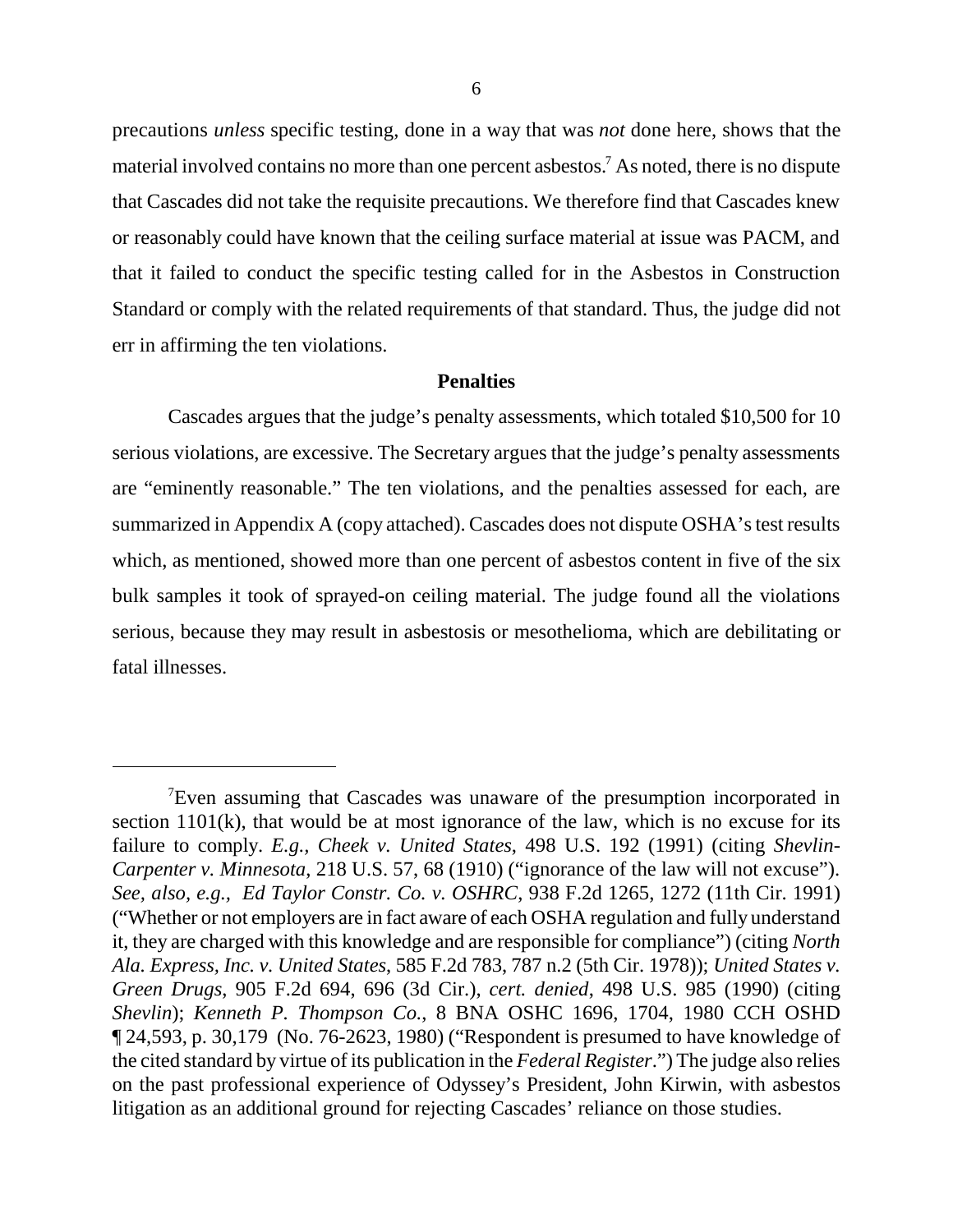precautions *unless* specific testing, done in a way that was *not* done here, shows that the material involved contains no more than one percent asbestos.[7] As noted, there is no dispute that Cascades did not take the requisite precautions. We therefore find that Cascades knew or reasonably could have known that the ceiling surface material at issue was PACM, and that it failed to conduct the specific testing called for in the Asbestos in Construction Standard or comply with the related requirements of that standard. Thus, the judge did not err in affirming the ten violations.

**Penalties**

Cascades argues that the judge's penalty assessments, which totaled $10,500 for 10 serious violations, are excessive. The Secretary argues that the judge's penalty assessments are "eminently reasonable." The ten violations, and the penalties assessed for each, are summarized in Appendix A (copy attached). Cascades does not dispute OSHA's test results which, as mentioned, showed more than one percent of asbestos content in five of the six bulk samples it took of sprayed-on ceiling material. The judge found all the violations serious, because they may result in asbestosis or mesothelioma, which are debilitating or fatal illnesses.

---

[7]Even assuming that Cascades was unaware of the presumption incorporated in section 1101(k), that would be at most ignorance of the law, which is no excuse for its failure to comply. *E.g., Cheek v. United States*, 498 U.S. 192 (1991) (citing *Shevlin-Carpenter v. Minnesota*, 218 U.S. 57, 68 (1910) ("ignorance of the law will not excuse"). *See, also, e.g., Ed Taylor Constr. Co. v. OSHRC*, 938 F.2d 1265, 1272 (11th Cir. 1991) ("Whether or not employers are in fact aware of each OSHA regulation and fully understand it, they are charged with this knowledge and are responsible for compliance") (citing *North Ala. Express, Inc. v. United States*, 585 F.2d 783, 787 n.2 (5th Cir. 1978)); *United States v. Green Drugs*, 905 F.2d 694, 696 (3d Cir.), *cert. denied*, 498 U.S. 985 (1990) (citing *Shevlin*); *Kenneth P. Thompson Co.*, 8 BNA OSHC 1696, 1704, 1980 CCH OSHD ¶ 24,593, p. 30,179 (No. 76-2623, 1980) ("Respondent is presumed to have knowledge of the cited standard by virtue of its publication in the *Federal Register*.") The judge also relies on the past professional experience of Odyssey's President, John Kirwin, with asbestos litigation as an additional ground for rejecting Cascades' reliance on those studies.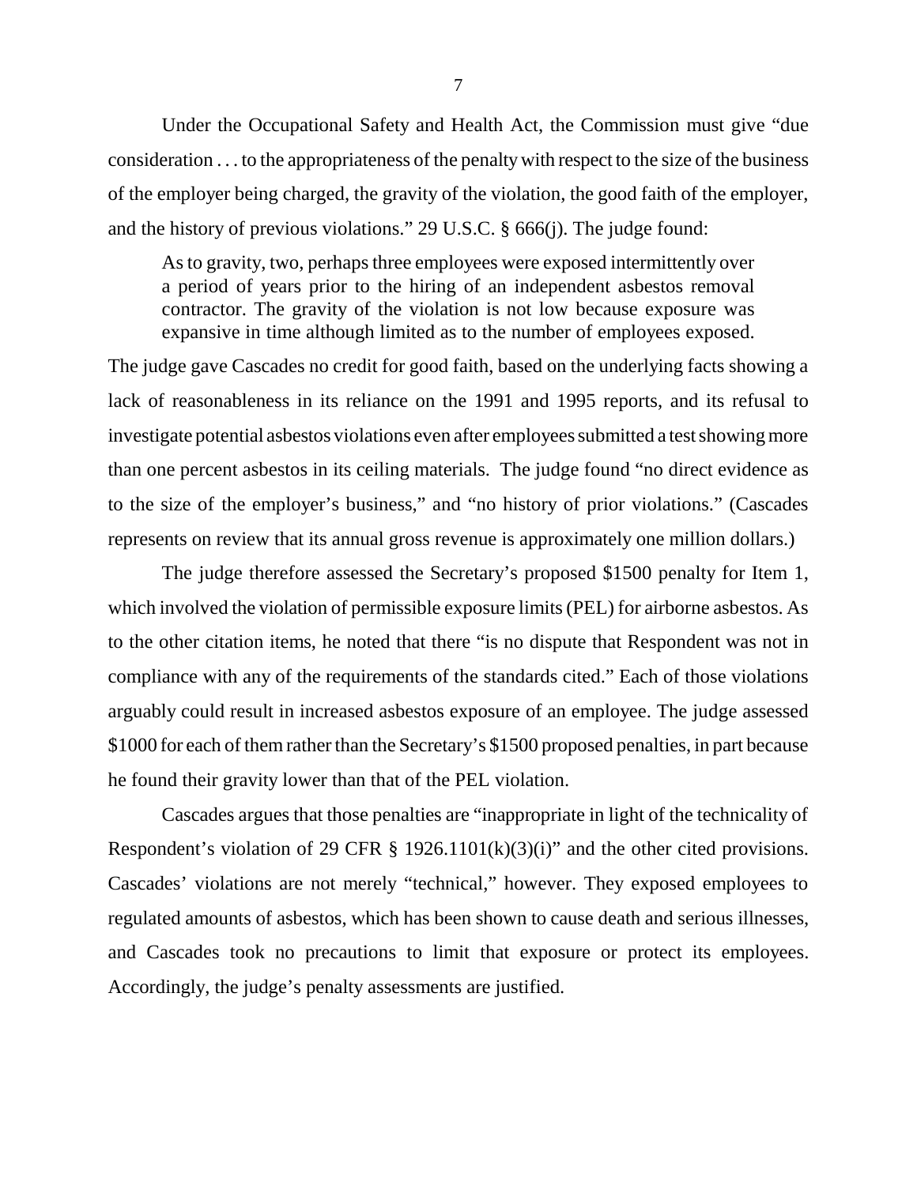Under the Occupational Safety and Health Act, the Commission must give "due consideration . . . to the appropriateness of the penalty with respect to the size of the business of the employer being charged, the gravity of the violation, the good faith of the employer, and the history of previous violations." 29 U.S.C. § 666(j). The judge found:

> As to gravity, two, perhaps three employees were exposed intermittently over a period of years prior to the hiring of an independent asbestos removal contractor. The gravity of the violation is not low because exposure was expansive in time although limited as to the number of employees exposed.

The judge gave Cascades no credit for good faith, based on the underlying facts showing a lack of reasonableness in its reliance on the 1991 and 1995 reports, and its refusal to investigate potential asbestos violations even after employees submitted a test showing more than one percent asbestos in its ceiling materials. The judge found "no direct evidence as to the size of the employer's business," and "no history of prior violations." (Cascades represents on review that its annual gross revenue is approximately one million dollars.)

The judge therefore assessed the Secretary's proposed $1500 penalty for Item 1, which involved the violation of permissible exposure limits (PEL) for airborne asbestos. As to the other citation items, he noted that there "is no dispute that Respondent was not in compliance with any of the requirements of the standards cited." Each of those violations arguably could result in increased asbestos exposure of an employee. The judge assessed $1000 for each of them rather than the Secretary's $1500 proposed penalties, in part because he found their gravity lower than that of the PEL violation.

Cascades argues that those penalties are "inappropriate in light of the technicality of Respondent's violation of 29 CFR § 1926.1101(k)(3)(i)" and the other cited provisions. Cascades' violations are not merely "technical," however. They exposed employees to regulated amounts of asbestos, which has been shown to cause death and serious illnesses, and Cascades took no precautions to limit that exposure or protect its employees. Accordingly, the judge's penalty assessments are justified.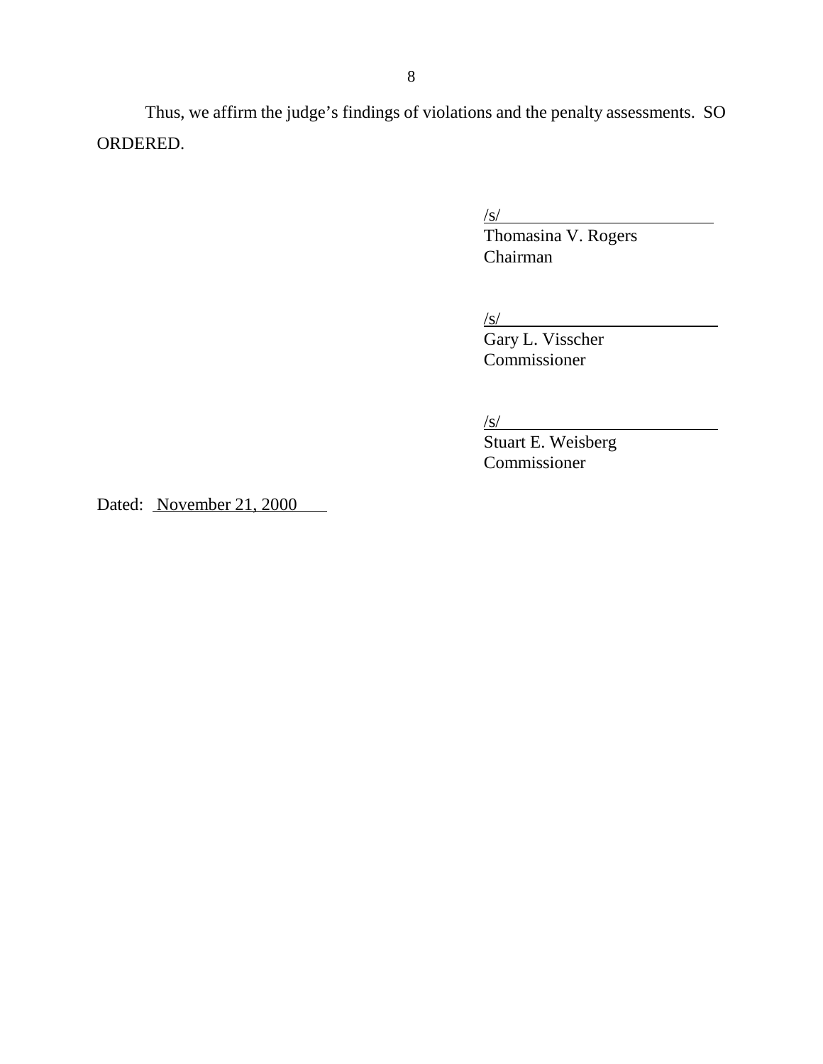Thus, we affirm the judge's findings of violations and the penalty assessments. SO ORDERED.

/s/
Thomasina V. Rogers
Chairman

/s/
Gary L. Visscher
Commissioner

/s/
Stuart E. Weisberg
Commissioner

Dated: November 21, 2000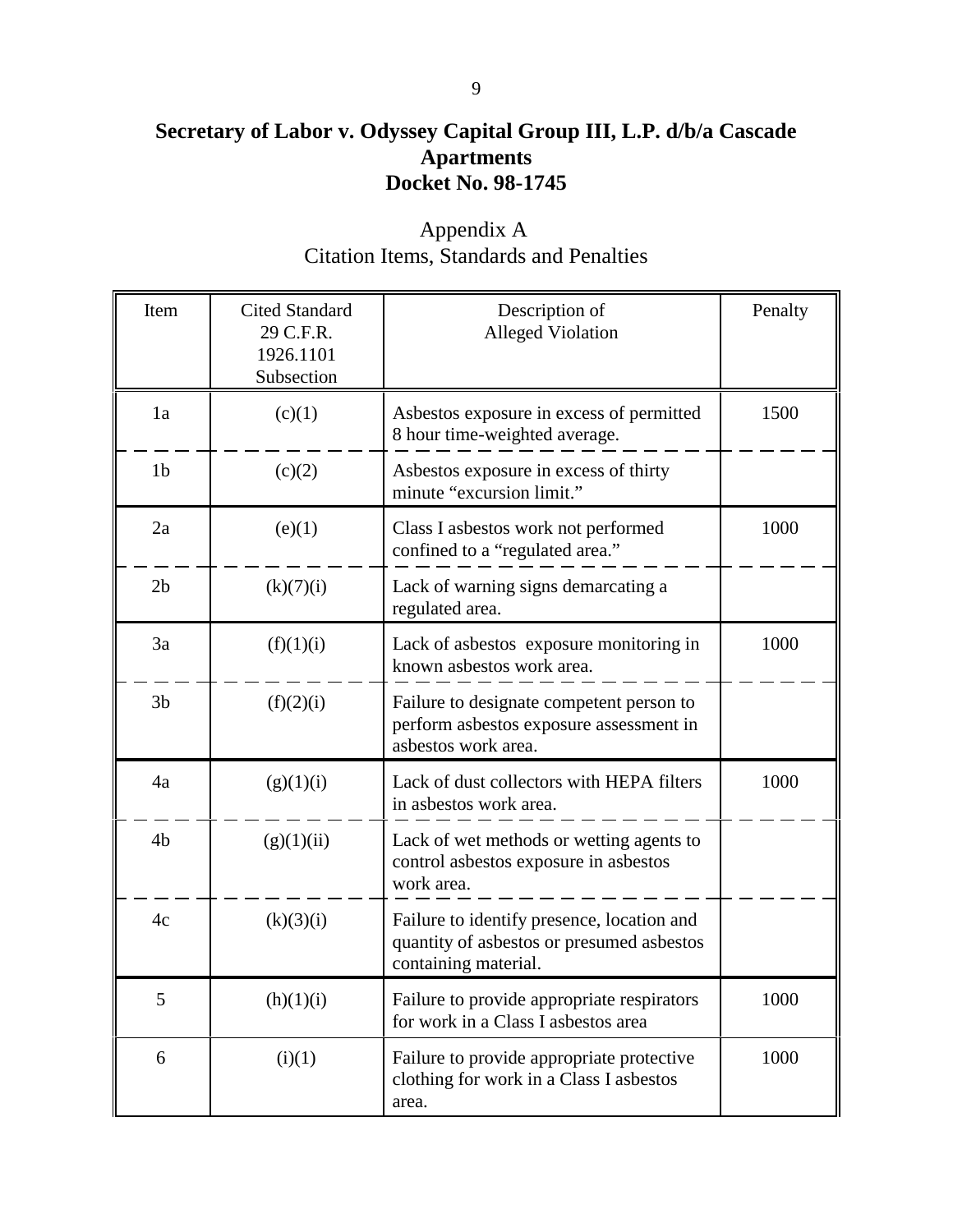**Secretary of Labor v. Odyssey Capital Group III, L.P. d/b/a Cascade Apartments**
**Docket No. 98-1745**

Appendix A
Citation Items, Standards and Penalties

| Item | Cited Standard 29 C.F.R. 1926.1101 Subsection | Description of Alleged Violation | Penalty |
|---|---|---|---|
| 1a | (c)(1) | Asbestos exposure in excess of permitted 8 hour time-weighted average. | 1500 |
| 1b | (c)(2) | Asbestos exposure in excess of thirty minute "excursion limit." | |
| 2a | (e)(1) | Class I asbestos work not performed confined to a "regulated area." | 1000 |
| 2b | (k)(7)(i) | Lack of warning signs demarcating a regulated area. | |
| 3a | (f)(1)(i) | Lack of asbestos exposure monitoring in known asbestos work area. | 1000 |
| 3b | (f)(2)(i) | Failure to designate competent person to perform asbestos exposure assessment in asbestos work area. | |
| 4a | (g)(1)(i) | Lack of dust collectors with HEPA filters in asbestos work area. | 1000 |
| 4b | (g)(1)(ii) | Lack of wet methods or wetting agents to control asbestos exposure in asbestos work area. | |
| 4c | (k)(3)(i) | Failure to identify presence, location and quantity of asbestos or presumed asbestos containing material. | |
| 5 | (h)(1)(i) | Failure to provide appropriate respirators for work in a Class I asbestos area | 1000 |
| 6 | (i)(1) | Failure to provide appropriate protective clothing for work in a Class I asbestos area. | 1000 |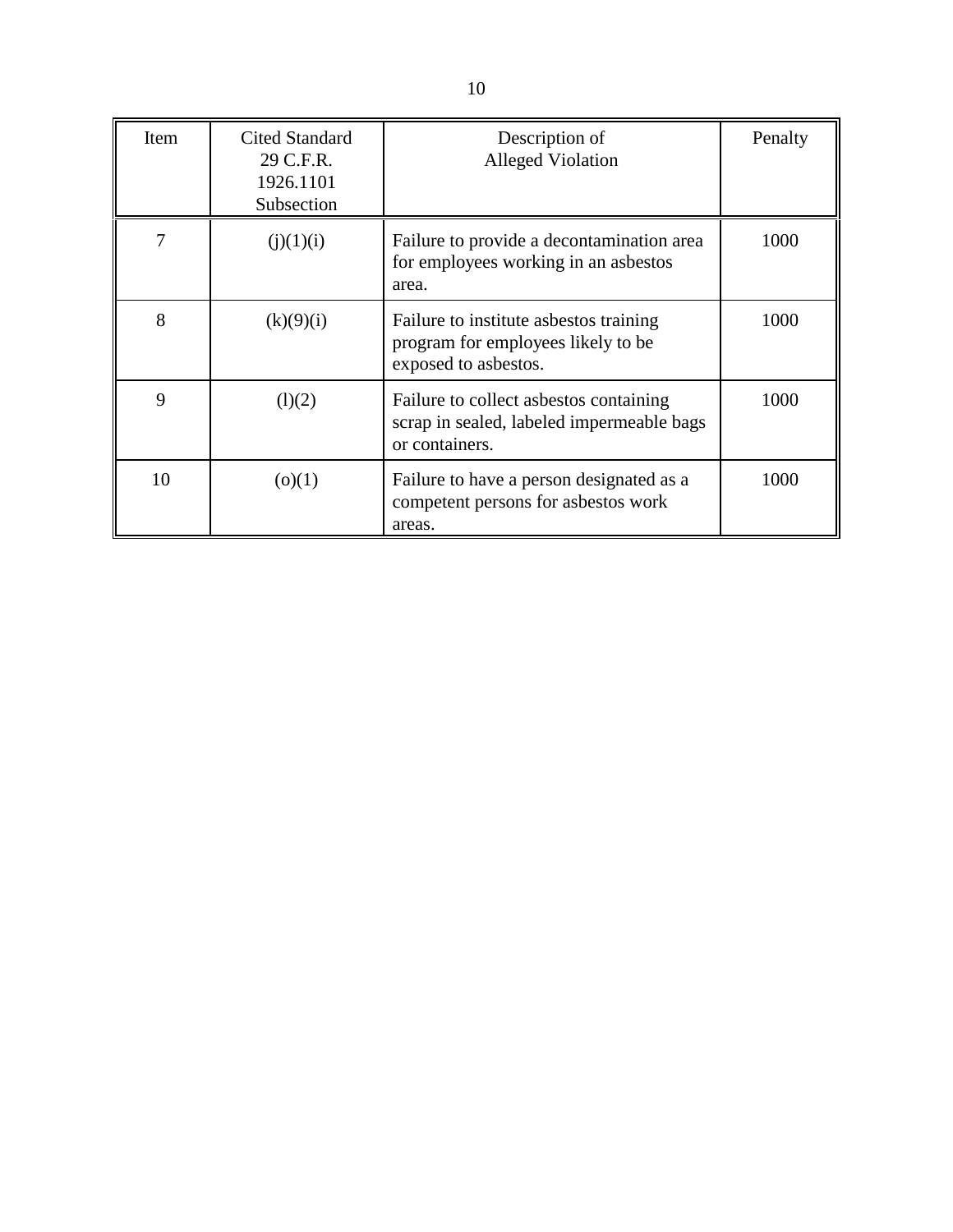| Item | Cited Standard 29 C.F.R. 1926.1101 Subsection | Description of Alleged Violation | Penalty |
|---|---|---|---|
| 7 | (j)(1)(i) | Failure to provide a decontamination area for employees working in an asbestos area. | 1000 |
| 8 | (k)(9)(i) | Failure to institute asbestos training program for employees likely to be exposed to asbestos. | 1000 |
| 9 | (l)(2) | Failure to collect asbestos containing scrap in sealed, labeled impermeable bags or containers. | 1000 |
| 10 | (o)(1) | Failure to have a person designated as a competent persons for asbestos work areas. | 1000 |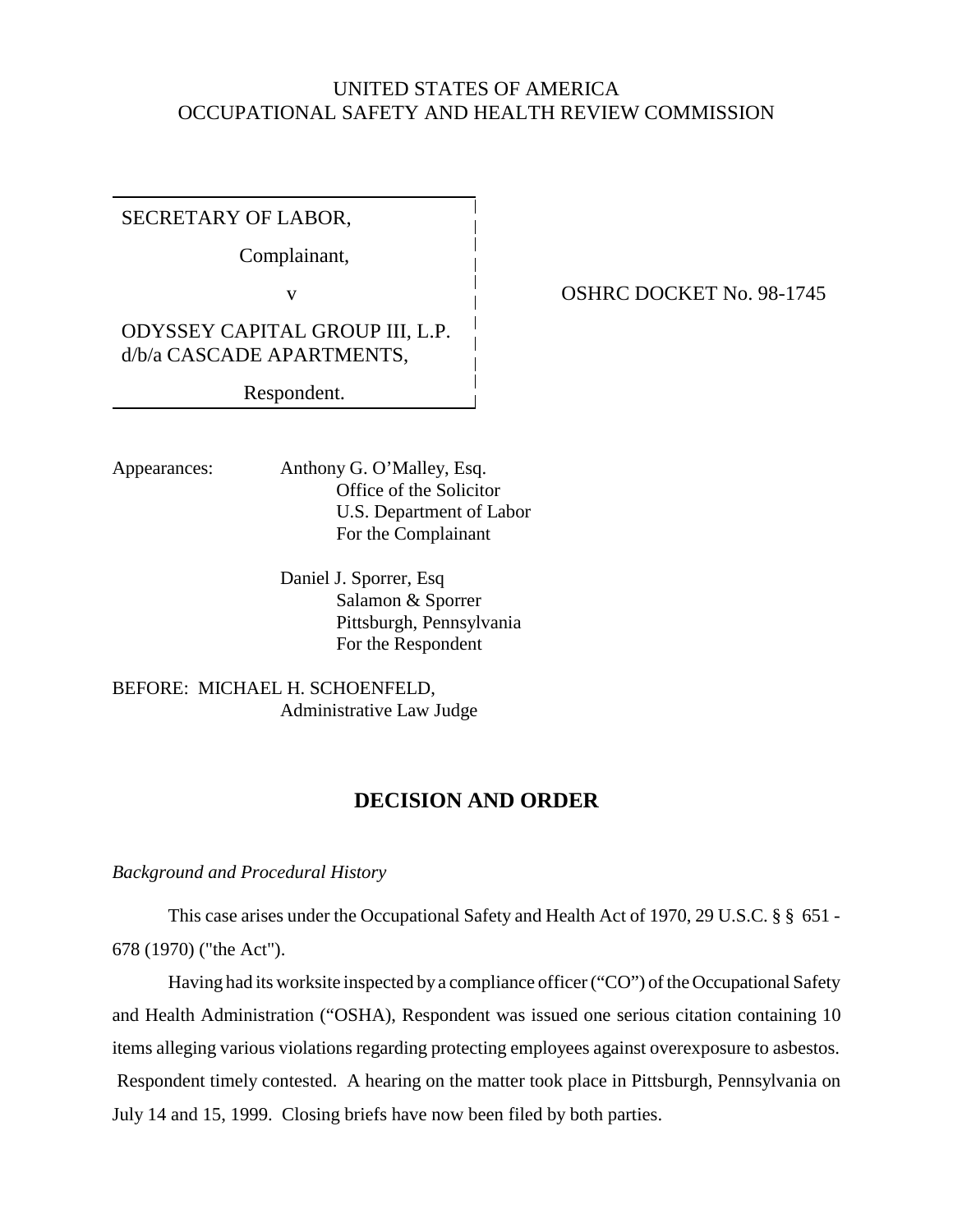UNITED STATES OF AMERICA
OCCUPATIONAL SAFETY AND HEALTH REVIEW COMMISSION

| | |
|---|---|
| SECRETARY OF LABOR, | |
| Complainant, | |
| v | OSHRC DOCKET No. 98-1745 |
| ODYSSEY CAPITAL GROUP III, L.P. d/b/a CASCADE APARTMENTS, | |
| Respondent. | |

Appearances: Anthony G. O'Malley, Esq.
Office of the Solicitor
U.S. Department of Labor
For the Complainant

Daniel J. Sporrer, Esq
Salamon & Sporrer
Pittsburgh, Pennsylvania
For the Respondent

BEFORE: MICHAEL H. SCHOENFELD,
Administrative Law Judge

## DECISION AND ORDER

*Background and Procedural History*

This case arises under the Occupational Safety and Health Act of 1970, 29 U.S.C. § § 651 - 678 (1970) ("the Act").

Having had its worksite inspected by a compliance officer ("CO") of the Occupational Safety and Health Administration ("OSHA), Respondent was issued one serious citation containing 10 items alleging various violations regarding protecting employees against overexposure to asbestos. Respondent timely contested. A hearing on the matter took place in Pittsburgh, Pennsylvania on July 14 and 15, 1999. Closing briefs have now been filed by both parties.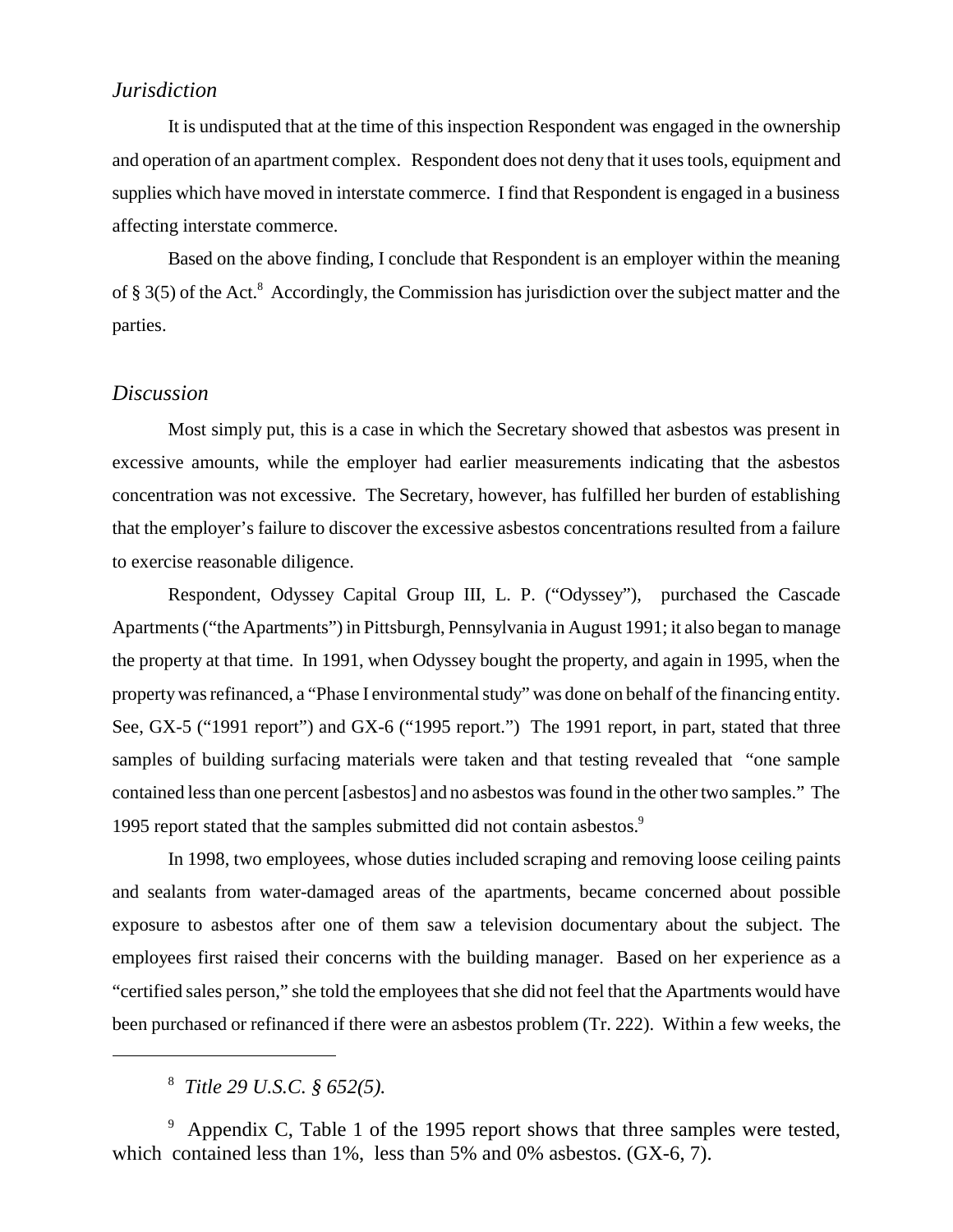### *Jurisdiction*

It is undisputed that at the time of this inspection Respondent was engaged in the ownership and operation of an apartment complex. Respondent does not deny that it uses tools, equipment and supplies which have moved in interstate commerce. I find that Respondent is engaged in a business affecting interstate commerce.

Based on the above finding, I conclude that Respondent is an employer within the meaning of § 3(5) of the Act.[8] Accordingly, the Commission has jurisdiction over the subject matter and the parties.

### *Discussion*

Most simply put, this is a case in which the Secretary showed that asbestos was present in excessive amounts, while the employer had earlier measurements indicating that the asbestos concentration was not excessive. The Secretary, however, has fulfilled her burden of establishing that the employer's failure to discover the excessive asbestos concentrations resulted from a failure to exercise reasonable diligence.

Respondent, Odyssey Capital Group III, L. P. ("Odyssey"), purchased the Cascade Apartments ("the Apartments") in Pittsburgh, Pennsylvania in August 1991; it also began to manage the property at that time. In 1991, when Odyssey bought the property, and again in 1995, when the property was refinanced, a "Phase I environmental study" was done on behalf of the financing entity. See, GX-5 ("1991 report") and GX-6 ("1995 report.") The 1991 report, in part, stated that three samples of building surfacing materials were taken and that testing revealed that "one sample contained less than one percent [asbestos] and no asbestos was found in the other two samples." The 1995 report stated that the samples submitted did not contain asbestos.[9]

In 1998, two employees, whose duties included scraping and removing loose ceiling paints and sealants from water-damaged areas of the apartments, became concerned about possible exposure to asbestos after one of them saw a television documentary about the subject. The employees first raised their concerns with the building manager. Based on her experience as a "certified sales person," she told the employees that she did not feel that the Apartments would have been purchased or refinanced if there were an asbestos problem (Tr. 222). Within a few weeks, the

---

[8] *Title 29 U.S.C. § 652(5).*

[9] Appendix C, Table 1 of the 1995 report shows that three samples were tested, which contained less than 1%, less than 5% and 0% asbestos. (GX-6, 7).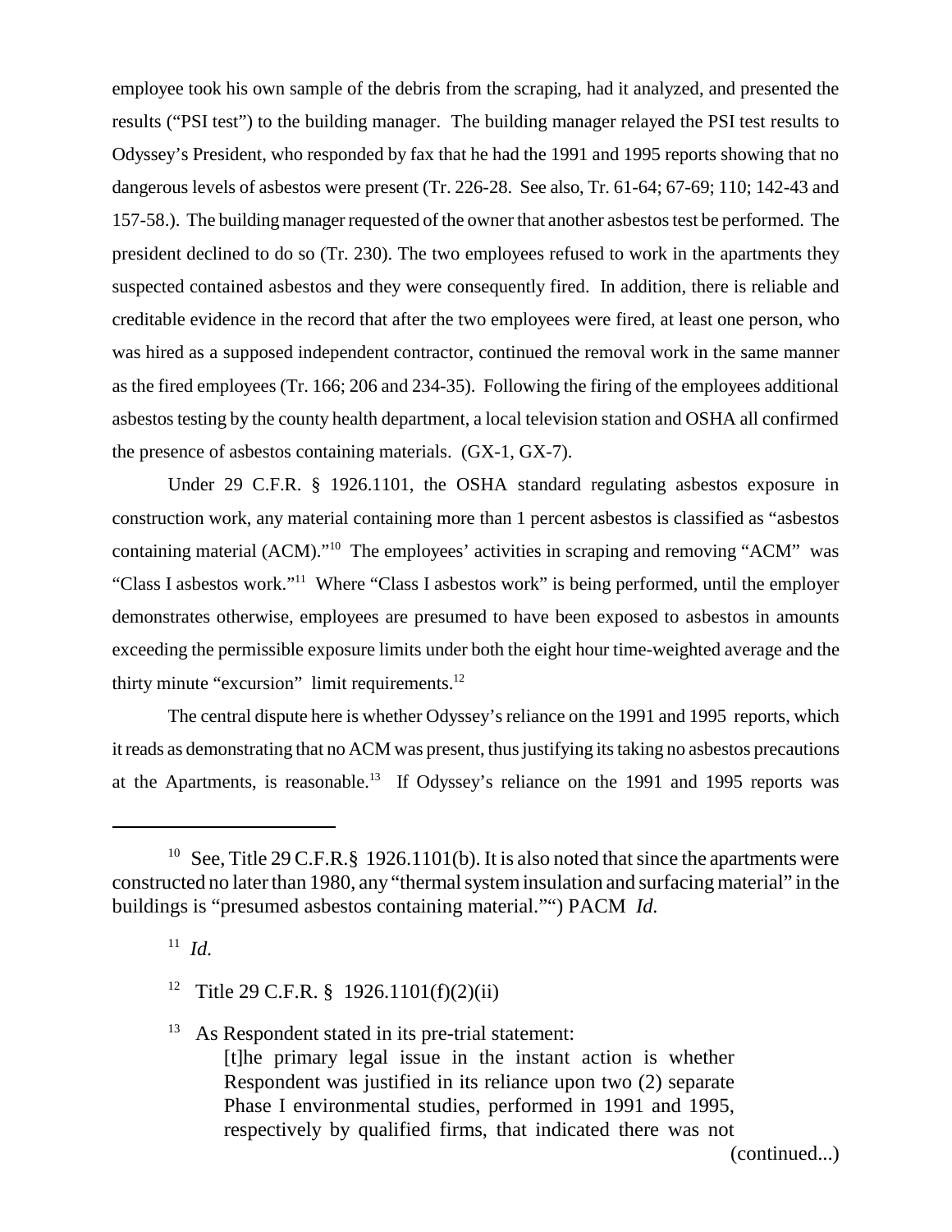employee took his own sample of the debris from the scraping, had it analyzed, and presented the results ("PSI test") to the building manager. The building manager relayed the PSI test results to Odyssey's President, who responded by fax that he had the 1991 and 1995 reports showing that no dangerous levels of asbestos were present (Tr. 226-28. See also, Tr. 61-64; 67-69; 110; 142-43 and 157-58.). The building manager requested of the owner that another asbestos test be performed. The president declined to do so (Tr. 230). The two employees refused to work in the apartments they suspected contained asbestos and they were consequently fired. In addition, there is reliable and creditable evidence in the record that after the two employees were fired, at least one person, who was hired as a supposed independent contractor, continued the removal work in the same manner as the fired employees (Tr. 166; 206 and 234-35). Following the firing of the employees additional asbestos testing by the county health department, a local television station and OSHA all confirmed the presence of asbestos containing materials. (GX-1, GX-7).

Under 29 C.F.R. § 1926.1101, the OSHA standard regulating asbestos exposure in construction work, any material containing more than 1 percent asbestos is classified as "asbestos containing material (ACM)."[10] The employees' activities in scraping and removing "ACM" was "Class I asbestos work."[11] Where "Class I asbestos work" is being performed, until the employer demonstrates otherwise, employees are presumed to have been exposed to asbestos in amounts exceeding the permissible exposure limits under both the eight hour time-weighted average and the thirty minute "excursion" limit requirements.[12]

The central dispute here is whether Odyssey's reliance on the 1991 and 1995 reports, which it reads as demonstrating that no ACM was present, thus justifying its taking no asbestos precautions at the Apartments, is reasonable.[13] If Odyssey's reliance on the 1991 and 1995 reports was

---

[10] See, Title 29 C.F.R.§ 1926.1101(b). It is also noted that since the apartments were constructed no later than 1980, any "thermal system insulation and surfacing material" in the buildings is "presumed asbestos containing material."") PACM *Id.*

[11] *Id.*

[12] Title 29 C.F.R. § 1926.1101(f)(2)(ii)

[13] As Respondent stated in its pre-trial statement:

> [t]he primary legal issue in the instant action is whether Respondent was justified in its reliance upon two (2) separate Phase I environmental studies, performed in 1991 and 1995, respectively by qualified firms, that indicated there was not

(continued...)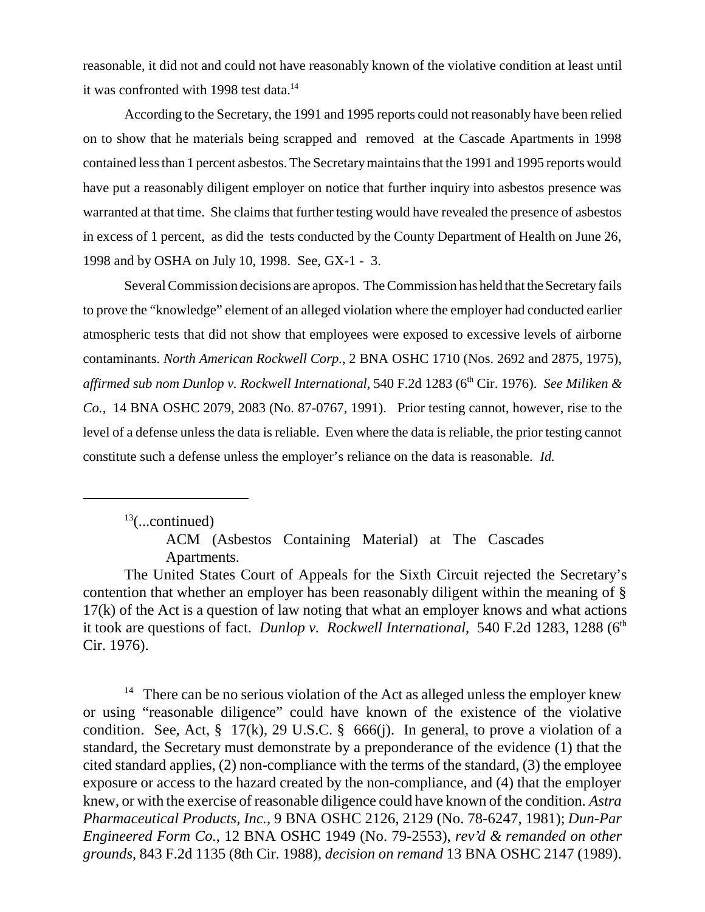reasonable, it did not and could not have reasonably known of the violative condition at least until it was confronted with 1998 test data.[14]

According to the Secretary, the 1991 and 1995 reports could not reasonably have been relied on to show that he materials being scrapped and removed at the Cascade Apartments in 1998 contained less than 1 percent asbestos. The Secretary maintains that the 1991 and 1995 reports would have put a reasonably diligent employer on notice that further inquiry into asbestos presence was warranted at that time. She claims that further testing would have revealed the presence of asbestos in excess of 1 percent, as did the tests conducted by the County Department of Health on June 26, 1998 and by OSHA on July 10, 1998. See, GX-1 - 3.

Several Commission decisions are apropos. The Commission has held that the Secretary fails to prove the "knowledge" element of an alleged violation where the employer had conducted earlier atmospheric tests that did not show that employees were exposed to excessive levels of airborne contaminants. *North American Rockwell Corp.,* 2 BNA OSHC 1710 (Nos. 2692 and 2875, 1975), *affirmed sub nom Dunlop v. Rockwell International*, 540 F.2d 1283 (6th Cir. 1976). *See Miliken & Co.,* 14 BNA OSHC 2079, 2083 (No. 87-0767, 1991). Prior testing cannot, however, rise to the level of a defense unless the data is reliable. Even where the data is reliable, the prior testing cannot constitute such a defense unless the employer's reliance on the data is reasonable. *Id.*

---

[13](...continued)

ACM (Asbestos Containing Material) at The Cascades Apartments.

The United States Court of Appeals for the Sixth Circuit rejected the Secretary's contention that whether an employer has been reasonably diligent within the meaning of § 17(k) of the Act is a question of law noting that what an employer knows and what actions it took are questions of fact. *Dunlop v. Rockwell International*, 540 F.2d 1283, 1288 (6th Cir. 1976).

[14] There can be no serious violation of the Act as alleged unless the employer knew or using "reasonable diligence" could have known of the existence of the violative condition. See, Act, § 17(k), 29 U.S.C. § 666(j). In general, to prove a violation of a standard, the Secretary must demonstrate by a preponderance of the evidence (1) that the cited standard applies, (2) non-compliance with the terms of the standard, (3) the employee exposure or access to the hazard created by the non-compliance, and (4) that the employer knew, or with the exercise of reasonable diligence could have known of the condition. *Astra Pharmaceutical Products, Inc.*, 9 BNA OSHC 2126, 2129 (No. 78-6247, 1981); *Dun-Par Engineered Form Co.*, 12 BNA OSHC 1949 (No. 79-2553), *rev'd & remanded on other grounds*, 843 F.2d 1135 (8th Cir. 1988), *decision on remand* 13 BNA OSHC 2147 (1989).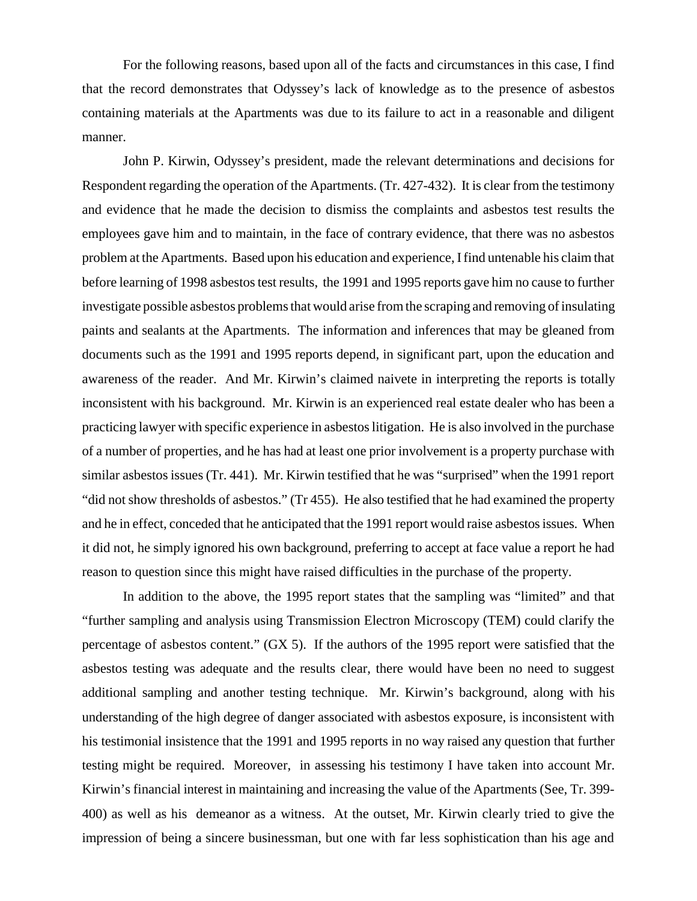For the following reasons, based upon all of the facts and circumstances in this case, I find that the record demonstrates that Odyssey's lack of knowledge as to the presence of asbestos containing materials at the Apartments was due to its failure to act in a reasonable and diligent manner.

John P. Kirwin, Odyssey's president, made the relevant determinations and decisions for Respondent regarding the operation of the Apartments. (Tr. 427-432). It is clear from the testimony and evidence that he made the decision to dismiss the complaints and asbestos test results the employees gave him and to maintain, in the face of contrary evidence, that there was no asbestos problem at the Apartments. Based upon his education and experience, I find untenable his claim that before learning of 1998 asbestos test results, the 1991 and 1995 reports gave him no cause to further investigate possible asbestos problems that would arise from the scraping and removing of insulating paints and sealants at the Apartments. The information and inferences that may be gleaned from documents such as the 1991 and 1995 reports depend, in significant part, upon the education and awareness of the reader. And Mr. Kirwin's claimed naivete in interpreting the reports is totally inconsistent with his background. Mr. Kirwin is an experienced real estate dealer who has been a practicing lawyer with specific experience in asbestos litigation. He is also involved in the purchase of a number of properties, and he has had at least one prior involvement is a property purchase with similar asbestos issues (Tr. 441). Mr. Kirwin testified that he was "surprised" when the 1991 report "did not show thresholds of asbestos." (Tr 455). He also testified that he had examined the property and he in effect, conceded that he anticipated that the 1991 report would raise asbestos issues. When it did not, he simply ignored his own background, preferring to accept at face value a report he had reason to question since this might have raised difficulties in the purchase of the property.

In addition to the above, the 1995 report states that the sampling was "limited" and that "further sampling and analysis using Transmission Electron Microscopy (TEM) could clarify the percentage of asbestos content." (GX 5). If the authors of the 1995 report were satisfied that the asbestos testing was adequate and the results clear, there would have been no need to suggest additional sampling and another testing technique. Mr. Kirwin's background, along with his understanding of the high degree of danger associated with asbestos exposure, is inconsistent with his testimonial insistence that the 1991 and 1995 reports in no way raised any question that further testing might be required. Moreover, in assessing his testimony I have taken into account Mr. Kirwin's financial interest in maintaining and increasing the value of the Apartments (See, Tr. 399-400) as well as his demeanor as a witness. At the outset, Mr. Kirwin clearly tried to give the impression of being a sincere businessman, but one with far less sophistication than his age and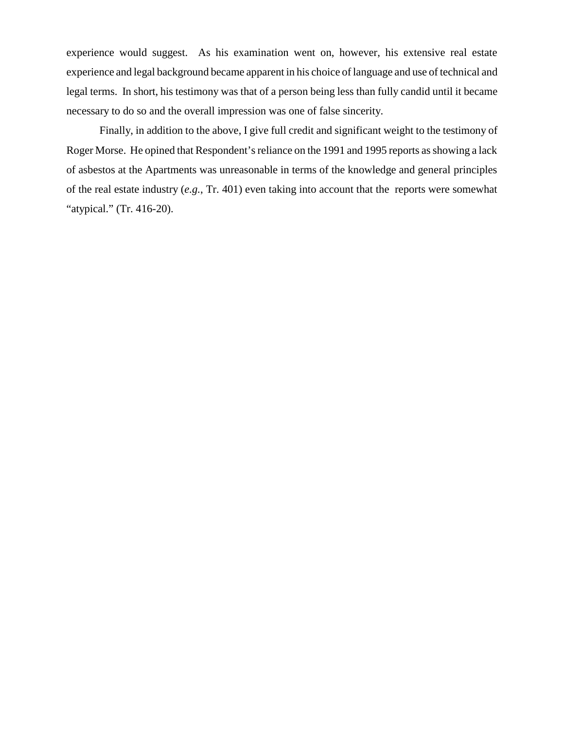experience would suggest. As his examination went on, however, his extensive real estate experience and legal background became apparent in his choice of language and use of technical and legal terms. In short, his testimony was that of a person being less than fully candid until it became necessary to do so and the overall impression was one of false sincerity.

Finally, in addition to the above, I give full credit and significant weight to the testimony of Roger Morse. He opined that Respondent's reliance on the 1991 and 1995 reports as showing a lack of asbestos at the Apartments was unreasonable in terms of the knowledge and general principles of the real estate industry (*e.g.*, Tr. 401) even taking into account that the reports were somewhat "atypical." (Tr. 416-20).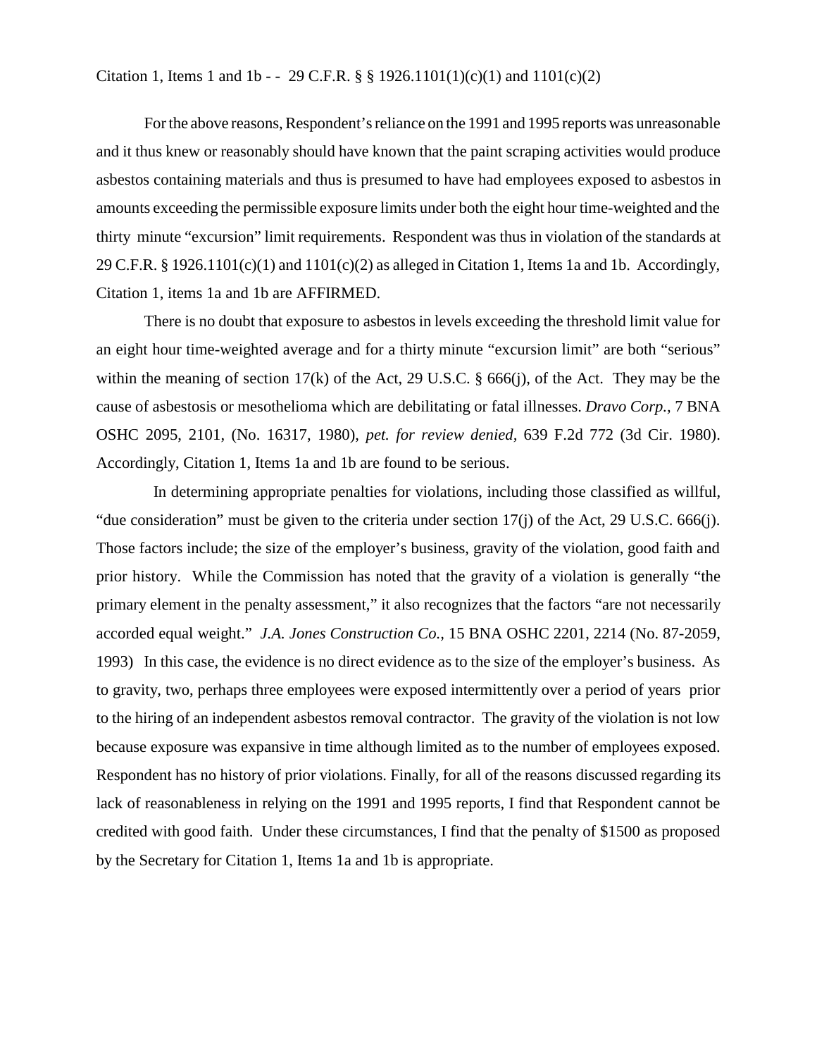Citation 1, Items 1 and 1b - - 29 C.F.R. § § 1926.1101(1)(c)(1) and 1101(c)(2)

For the above reasons, Respondent's reliance on the 1991 and 1995 reports was unreasonable and it thus knew or reasonably should have known that the paint scraping activities would produce asbestos containing materials and thus is presumed to have had employees exposed to asbestos in amounts exceeding the permissible exposure limits under both the eight hour time-weighted and the thirty minute "excursion" limit requirements. Respondent was thus in violation of the standards at 29 C.F.R. § 1926.1101(c)(1) and 1101(c)(2) as alleged in Citation 1, Items 1a and 1b. Accordingly, Citation 1, items 1a and 1b are AFFIRMED.

There is no doubt that exposure to asbestos in levels exceeding the threshold limit value for an eight hour time-weighted average and for a thirty minute "excursion limit" are both "serious" within the meaning of section 17(k) of the Act, 29 U.S.C. § 666(j), of the Act. They may be the cause of asbestosis or mesothelioma which are debilitating or fatal illnesses. *Dravo Corp.,* 7 BNA OSHC 2095, 2101, (No. 16317, 1980), *pet. for review denied*, 639 F.2d 772 (3d Cir. 1980). Accordingly, Citation 1, Items 1a and 1b are found to be serious.

In determining appropriate penalties for violations, including those classified as willful, "due consideration" must be given to the criteria under section 17(j) of the Act, 29 U.S.C. 666(j). Those factors include; the size of the employer's business, gravity of the violation, good faith and prior history. While the Commission has noted that the gravity of a violation is generally "the primary element in the penalty assessment," it also recognizes that the factors "are not necessarily accorded equal weight." *J.A. Jones Construction Co.,* 15 BNA OSHC 2201, 2214 (No. 87-2059, 1993) In this case, the evidence is no direct evidence as to the size of the employer's business. As to gravity, two, perhaps three employees were exposed intermittently over a period of years prior to the hiring of an independent asbestos removal contractor. The gravity of the violation is not low because exposure was expansive in time although limited as to the number of employees exposed. Respondent has no history of prior violations. Finally, for all of the reasons discussed regarding its lack of reasonableness in relying on the 1991 and 1995 reports, I find that Respondent cannot be credited with good faith. Under these circumstances, I find that the penalty of $1500 as proposed by the Secretary for Citation 1, Items 1a and 1b is appropriate.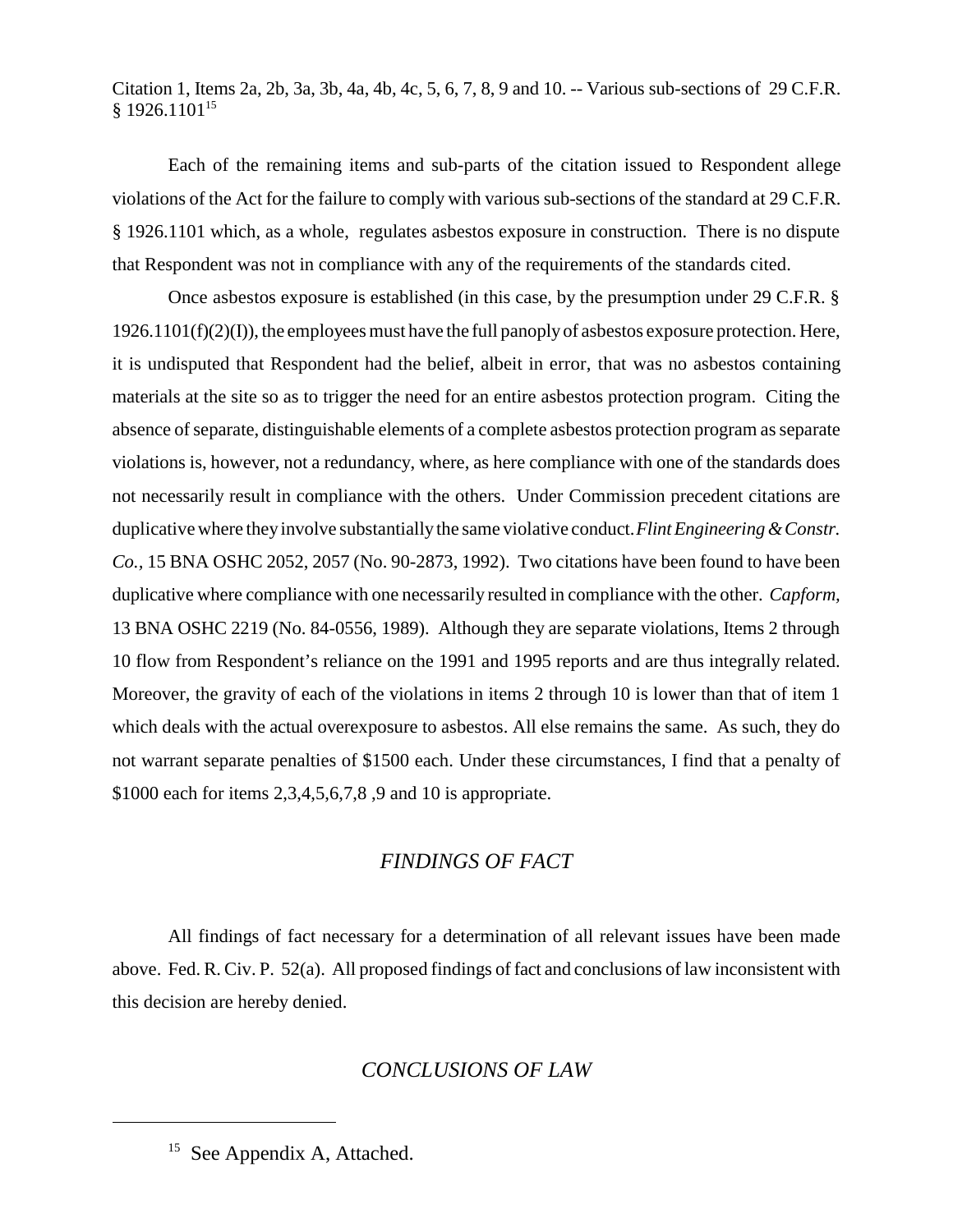Citation 1, Items 2a, 2b, 3a, 3b, 4a, 4b, 4c, 5, 6, 7, 8, 9 and 10. -- Various sub-sections of 29 C.F.R. § 1926.1101[15]

Each of the remaining items and sub-parts of the citation issued to Respondent allege violations of the Act for the failure to comply with various sub-sections of the standard at 29 C.F.R. § 1926.1101 which, as a whole, regulates asbestos exposure in construction. There is no dispute that Respondent was not in compliance with any of the requirements of the standards cited.

Once asbestos exposure is established (in this case, by the presumption under 29 C.F.R. § 1926.1101(f)(2)(I)), the employees must have the full panoply of asbestos exposure protection. Here, it is undisputed that Respondent had the belief, albeit in error, that was no asbestos containing materials at the site so as to trigger the need for an entire asbestos protection program. Citing the absence of separate, distinguishable elements of a complete asbestos protection program as separate violations is, however, not a redundancy, where, as here compliance with one of the standards does not necessarily result in compliance with the others. Under Commission precedent citations are duplicative where they involve substantially the same violative conduct. *Flint Engineering & Constr. Co.,* 15 BNA OSHC 2052, 2057 (No. 90-2873, 1992). Two citations have been found to have been duplicative where compliance with one necessarily resulted in compliance with the other. *Capform,* 13 BNA OSHC 2219 (No. 84-0556, 1989). Although they are separate violations, Items 2 through 10 flow from Respondent's reliance on the 1991 and 1995 reports and are thus integrally related. Moreover, the gravity of each of the violations in items 2 through 10 is lower than that of item 1 which deals with the actual overexposure to asbestos. All else remains the same. As such, they do not warrant separate penalties of $1500 each. Under these circumstances, I find that a penalty of $1000 each for items 2,3,4,5,6,7,8 ,9 and 10 is appropriate.

## *FINDINGS OF FACT*

All findings of fact necessary for a determination of all relevant issues have been made above. Fed. R. Civ. P. 52(a). All proposed findings of fact and conclusions of law inconsistent with this decision are hereby denied.

## *CONCLUSIONS OF LAW*

---

[15] See Appendix A, Attached.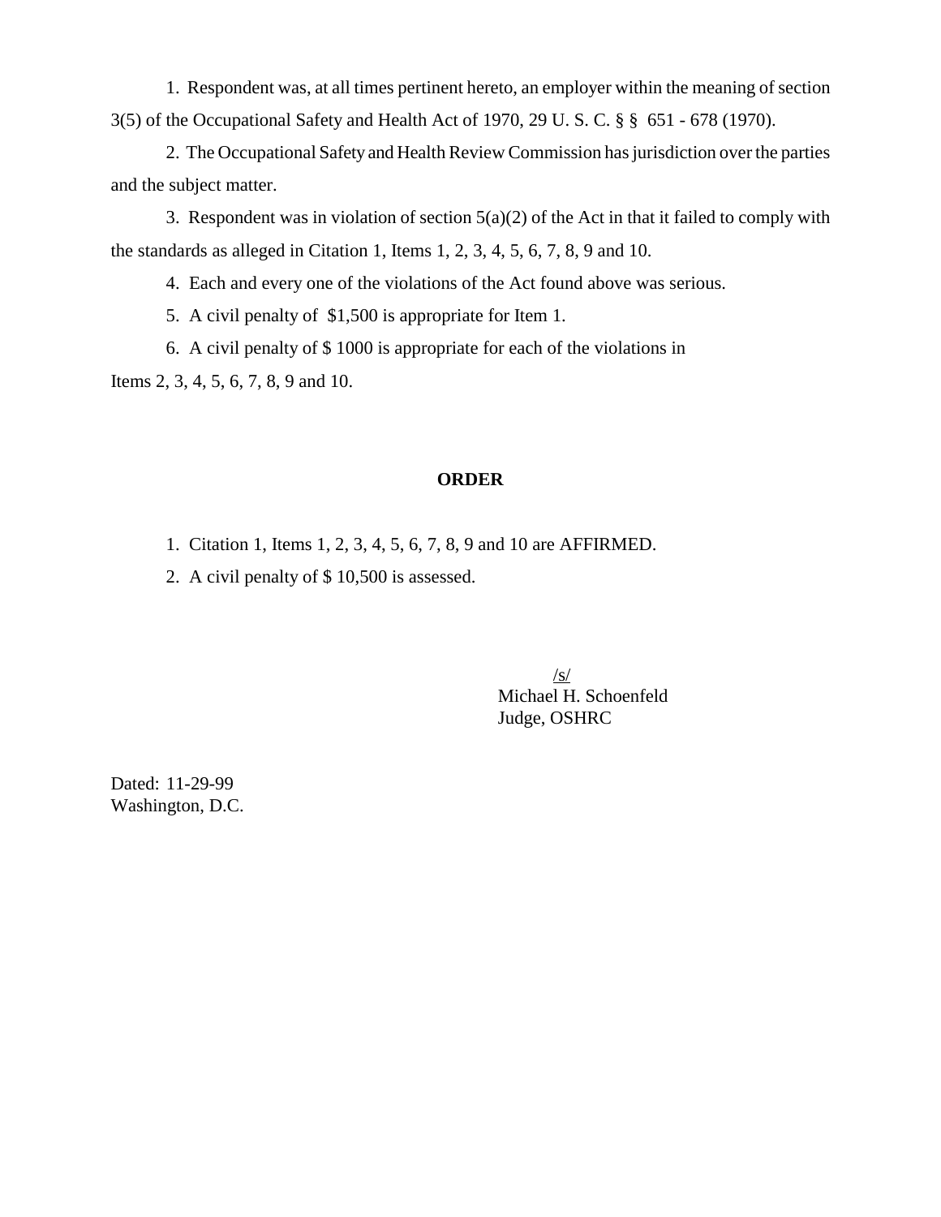1. Respondent was, at all times pertinent hereto, an employer within the meaning of section 3(5) of the Occupational Safety and Health Act of 1970, 29 U. S. C. § § 651 - 678 (1970).

2. The Occupational Safety and Health Review Commission has jurisdiction over the parties and the subject matter.

3. Respondent was in violation of section 5(a)(2) of the Act in that it failed to comply with the standards as alleged in Citation 1, Items 1, 2, 3, 4, 5, 6, 7, 8, 9 and 10.

4. Each and every one of the violations of the Act found above was serious.

5. A civil penalty of $1,500 is appropriate for Item 1.

6. A civil penalty of $ 1000 is appropriate for each of the violations in Items 2, 3, 4, 5, 6, 7, 8, 9 and 10.

**ORDER**

1. Citation 1, Items 1, 2, 3, 4, 5, 6, 7, 8, 9 and 10 are AFFIRMED.

2. A civil penalty of $ 10,500 is assessed.

/s/
Michael H. Schoenfeld
Judge, OSHRC

Dated: 11-29-99
Washington, D.C.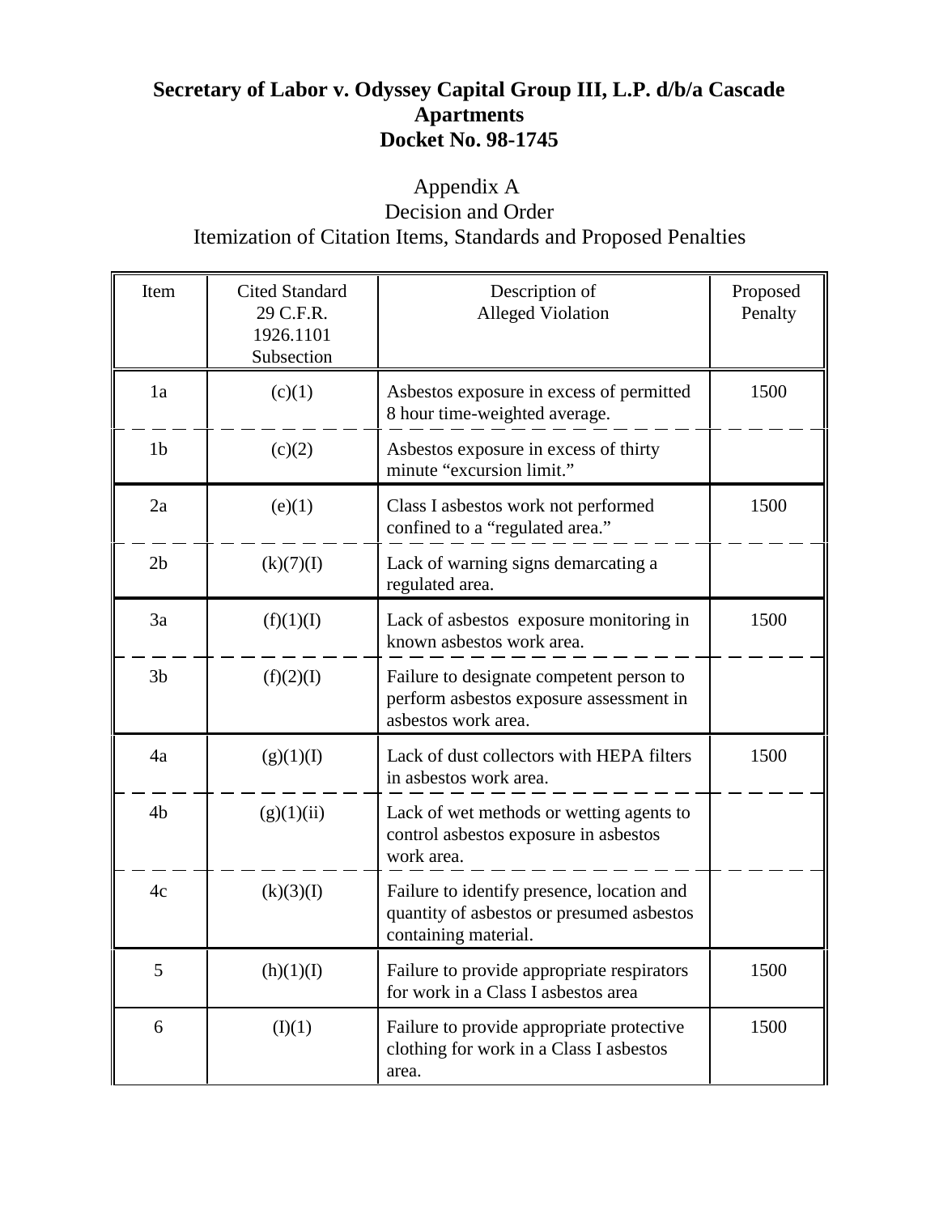**Secretary of Labor v. Odyssey Capital Group III, L.P. d/b/a Cascade Apartments**
**Docket No. 98-1745**

Appendix A
Decision and Order
Itemization of Citation Items, Standards and Proposed Penalties

| Item | Cited Standard 29 C.F.R. 1926.1101 Subsection | Description of Alleged Violation | Proposed Penalty |
|---|---|---|---|
| 1a | (c)(1) | Asbestos exposure in excess of permitted 8 hour time-weighted average. | 1500 |
| 1b | (c)(2) | Asbestos exposure in excess of thirty minute "excursion limit." | |
| 2a | (e)(1) | Class I asbestos work not performed confined to a "regulated area." | 1500 |
| 2b | (k)(7)(I) | Lack of warning signs demarcating a regulated area. | |
| 3a | (f)(1)(I) | Lack of asbestos exposure monitoring in known asbestos work area. | 1500 |
| 3b | (f)(2)(I) | Failure to designate competent person to perform asbestos exposure assessment in asbestos work area. | |
| 4a | (g)(1)(I) | Lack of dust collectors with HEPA filters in asbestos work area. | 1500 |
| 4b | (g)(1)(ii) | Lack of wet methods or wetting agents to control asbestos exposure in asbestos work area. | |
| 4c | (k)(3)(I) | Failure to identify presence, location and quantity of asbestos or presumed asbestos containing material. | |
| 5 | (h)(1)(I) | Failure to provide appropriate respirators for work in a Class I asbestos area | 1500 |
| 6 | (I)(1) | Failure to provide appropriate protective clothing for work in a Class I asbestos area. | 1500 |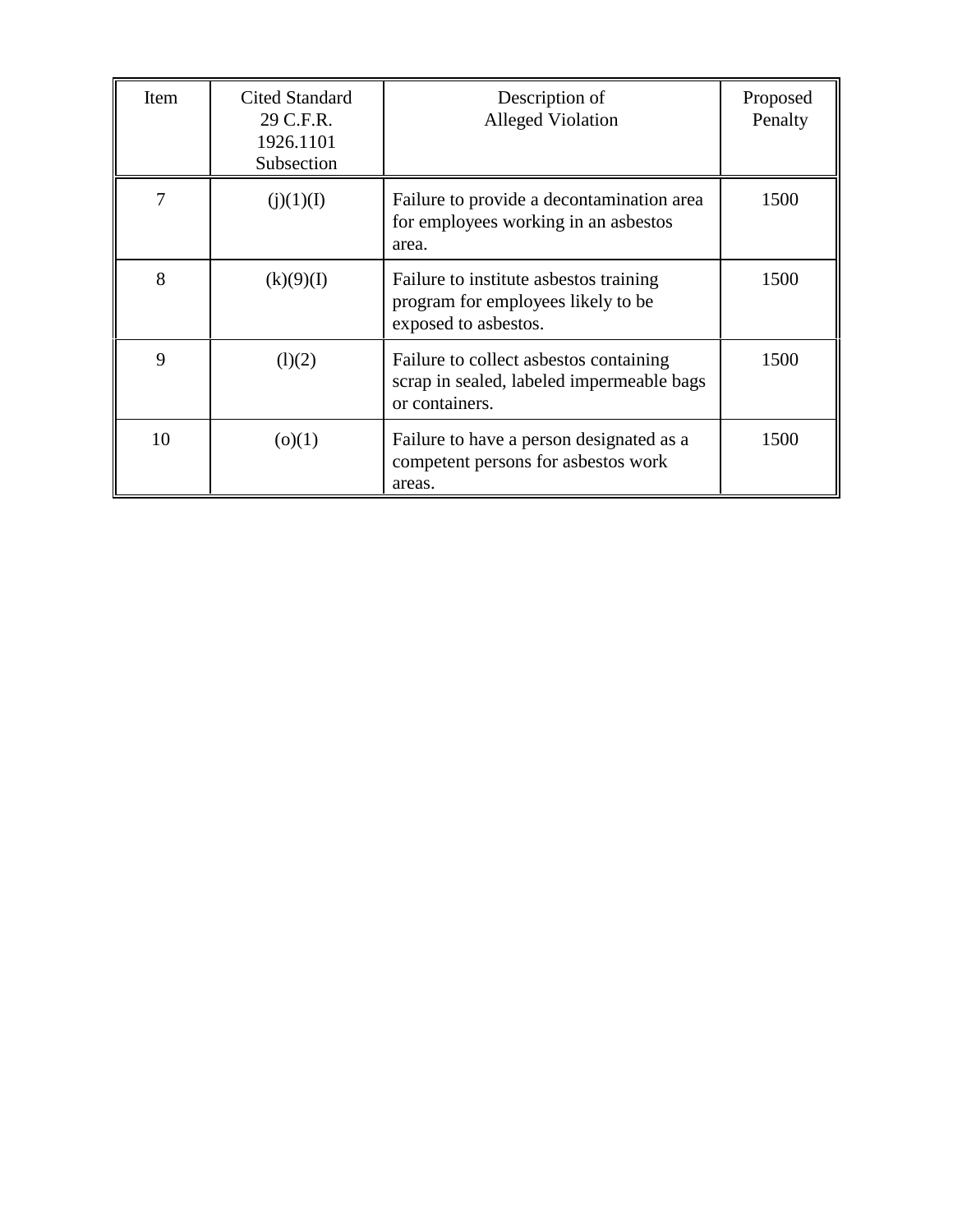| Item | Cited Standard 29 C.F.R. 1926.1101 Subsection | Description of Alleged Violation | Proposed Penalty |
| --- | --- | --- | --- |
| 7 | (j)(1)(I) | Failure to provide a decontamination area for employees working in an asbestos area. | 1500 |
| 8 | (k)(9)(I) | Failure to institute asbestos training program for employees likely to be exposed to asbestos. | 1500 |
| 9 | (l)(2) | Failure to collect asbestos containing scrap in sealed, labeled impermeable bags or containers. | 1500 |
| 10 | (o)(1) | Failure to have a person designated as a competent persons for asbestos work areas. | 1500 |